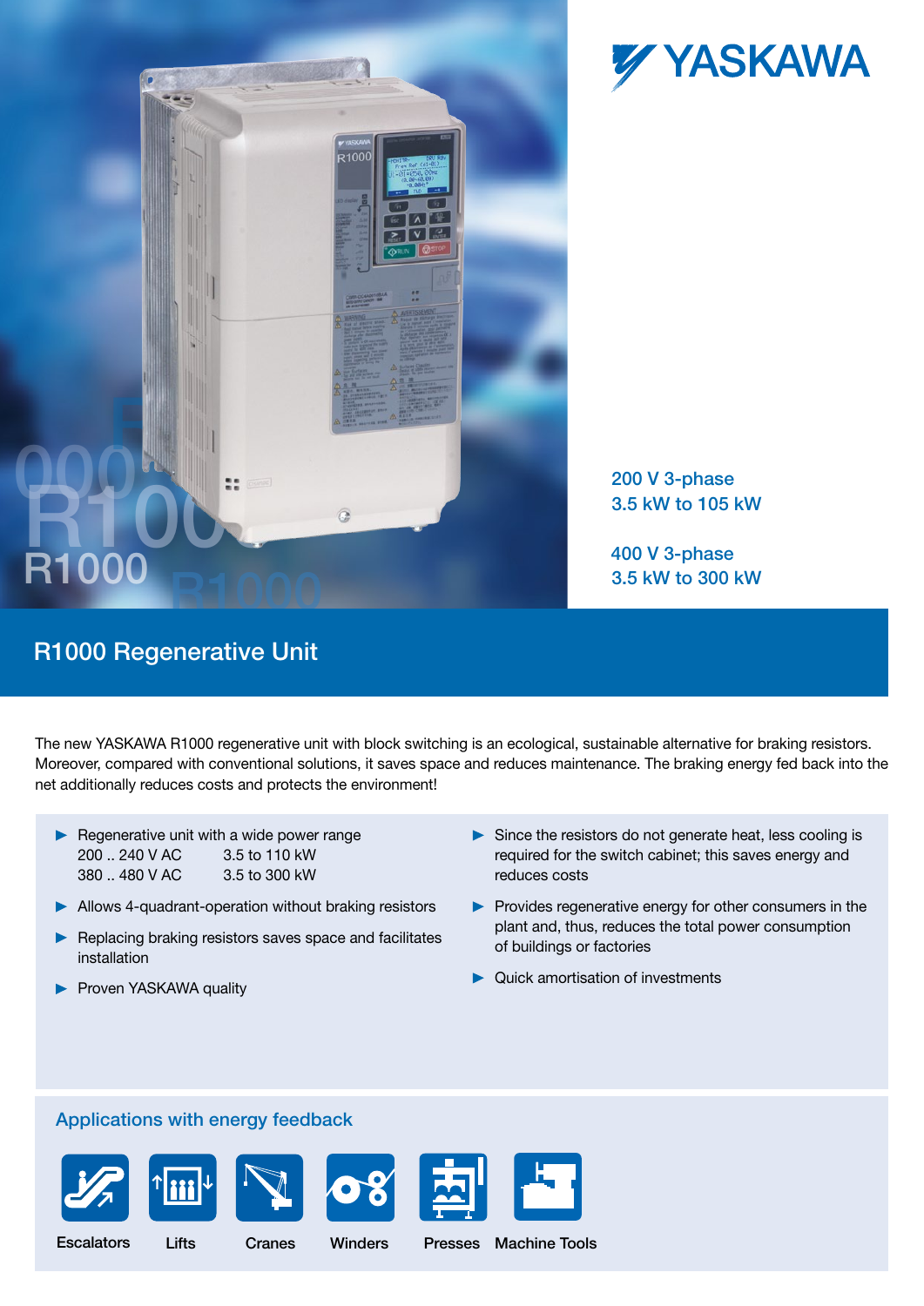YASKAWA

200 V 3-phase
3.5 kW to 105 kW

400 V 3-phase
3.5 kW to 300 kW

# R1000 Regenerative Unit

The new YASKAWA R1000 regenerative unit with block switching is an ecological, sustainable alternative for braking resistors. Moreover, compared with conventional solutions, it saves space and reduces maintenance. The braking energy fed back into the net additionally reduces costs and protects the environment!

- Regenerative unit with a wide power range
  200 .. 240 V AC    3.5 to 110 kW
  380 .. 480 V AC    3.5 to 300 kW
- Allows 4-quadrant-operation without braking resistors
- Replacing braking resistors saves space and facilitates installation
- Proven YASKAWA quality
- Since the resistors do not generate heat, less cooling is required for the switch cabinet; this saves energy and reduces costs
- Provides regenerative energy for other consumers in the plant and, thus, reduces the total power consumption of buildings or factories
- Quick amortisation of investments

## Applications with energy feedback

Escalators | Lifts | Cranes | Winders | Presses | Machine Tools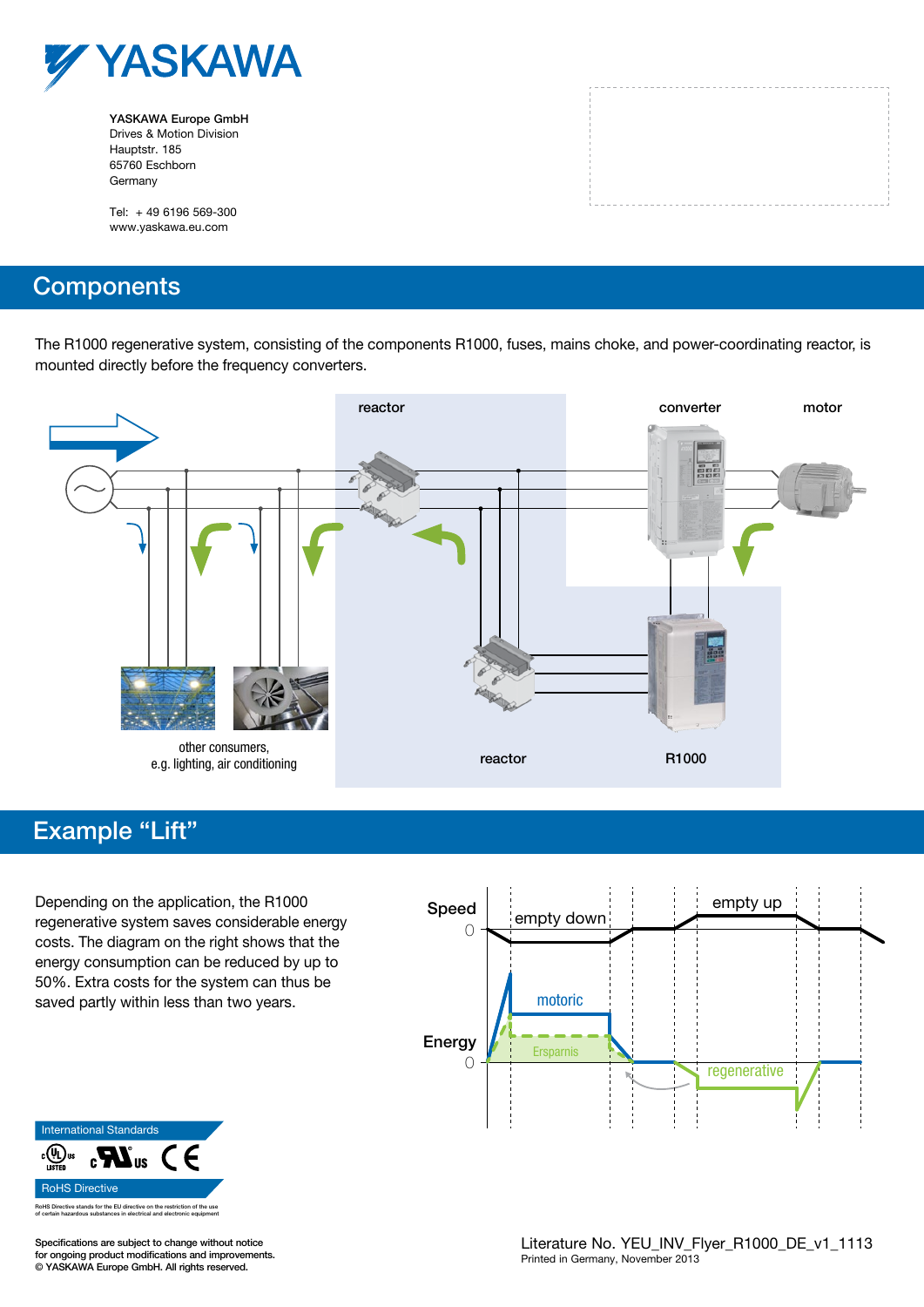YASKAWA

YASKAWA Europe GmbH
Drives & Motion Division
Hauptstr. 185
65760 Eschborn
Germany

Tel: + 49 6196 569-300
www.yaskawa.eu.com

## Components

The R1000 regenerative system, consisting of the components R1000, fuses, mains choke, and power-coordinating reactor, is mounted directly before the frequency converters.

reactor

converter

motor

other consumers,
e.g. lighting, air conditioning

reactor

R1000

## Example “Lift”

Depending on the application, the R1000 regenerative system saves considerable energy costs. The diagram on the right shows that the energy consumption can be reduced by up to 50%. Extra costs for the system can thus be saved partly within less than two years.

Speed
0
empty down
empty up
motoric
Energy
0
Ersparnis
regenerative

International Standards

RoHS Directive

RoHS Directive stands for the EU directive on the restriction of the use of certain hazardous substances in electrical and electronic equipment

Specifications are subject to change without notice
for ongoing product modifications and improvements.
© YASKAWA Europe GmbH. All rights reserved.

Literature No. YEU_INV_Flyer_R1000_DE_v1_1113
Printed in Germany, November 2013